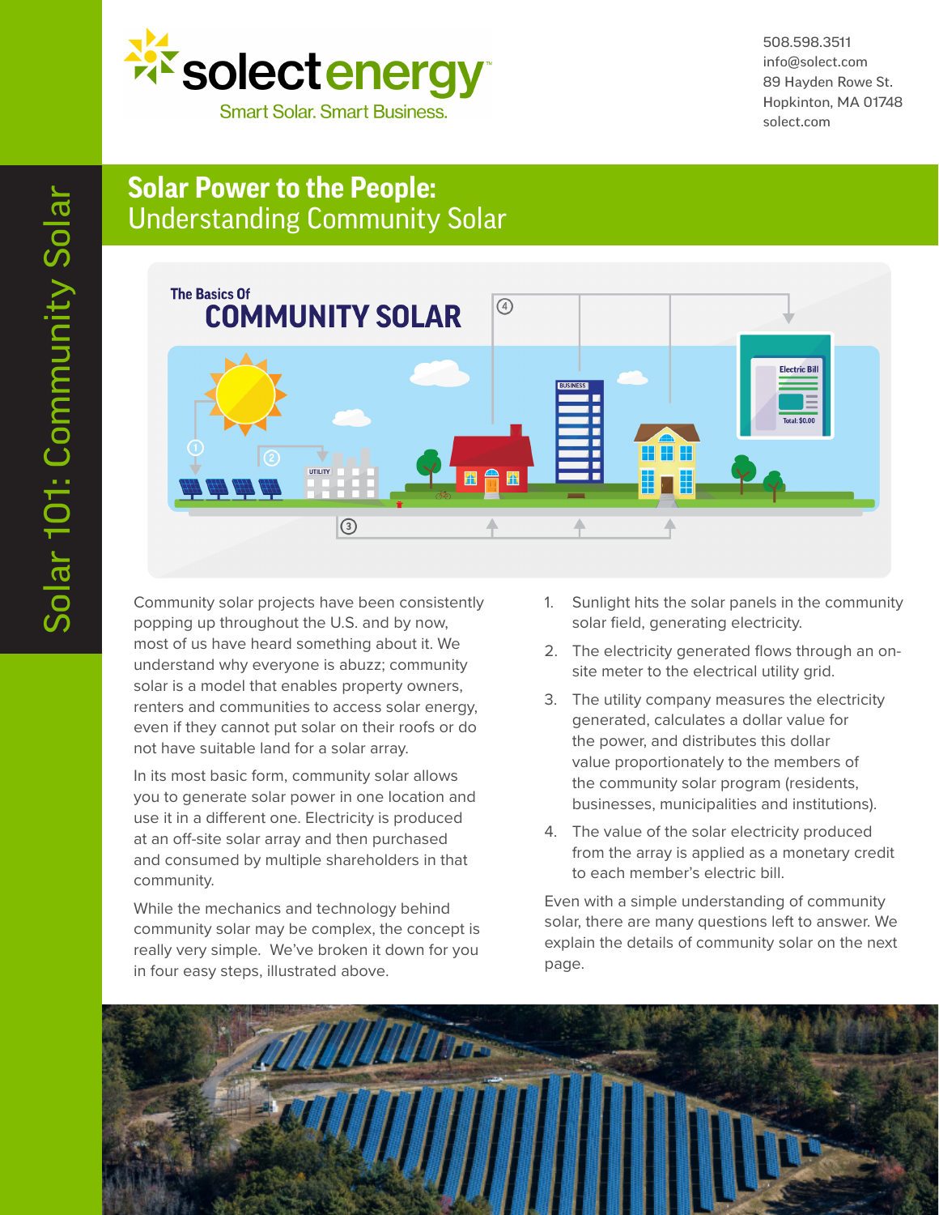solectenergy

Smart Solar. Smart Business.

508.598.3511
info@solect.com
89 Hayden Rowe St.
Hopkinton, MA 01748
solect.com

Solar 101: Community Solar

# Solar Power to the People: Understanding Community Solar

The Basics Of
COMMUNITY SOLAR

UTILITY
BUSINESS
Electric Bill
Total: $0.00

Community solar projects have been consistently popping up throughout the U.S. and by now, most of us have heard something about it. We understand why everyone is abuzz; community solar is a model that enables property owners, renters and communities to access solar energy, even if they cannot put solar on their roofs or do not have suitable land for a solar array.

In its most basic form, community solar allows you to generate solar power in one location and use it in a different one. Electricity is produced at an off-site solar array and then purchased and consumed by multiple shareholders in that community.

While the mechanics and technology behind community solar may be complex, the concept is really very simple. We've broken it down for you in four easy steps, illustrated above.

1. Sunlight hits the solar panels in the community solar field, generating electricity.
2. The electricity generated flows through an on-site meter to the electrical utility grid.
3. The utility company measures the electricity generated, calculates a dollar value for the power, and distributes this dollar value proportionately to the members of the community solar program (residents, businesses, municipalities and institutions).
4. The value of the solar electricity produced from the array is applied as a monetary credit to each member's electric bill.

Even with a simple understanding of community solar, there are many questions left to answer. We explain the details of community solar on the next page.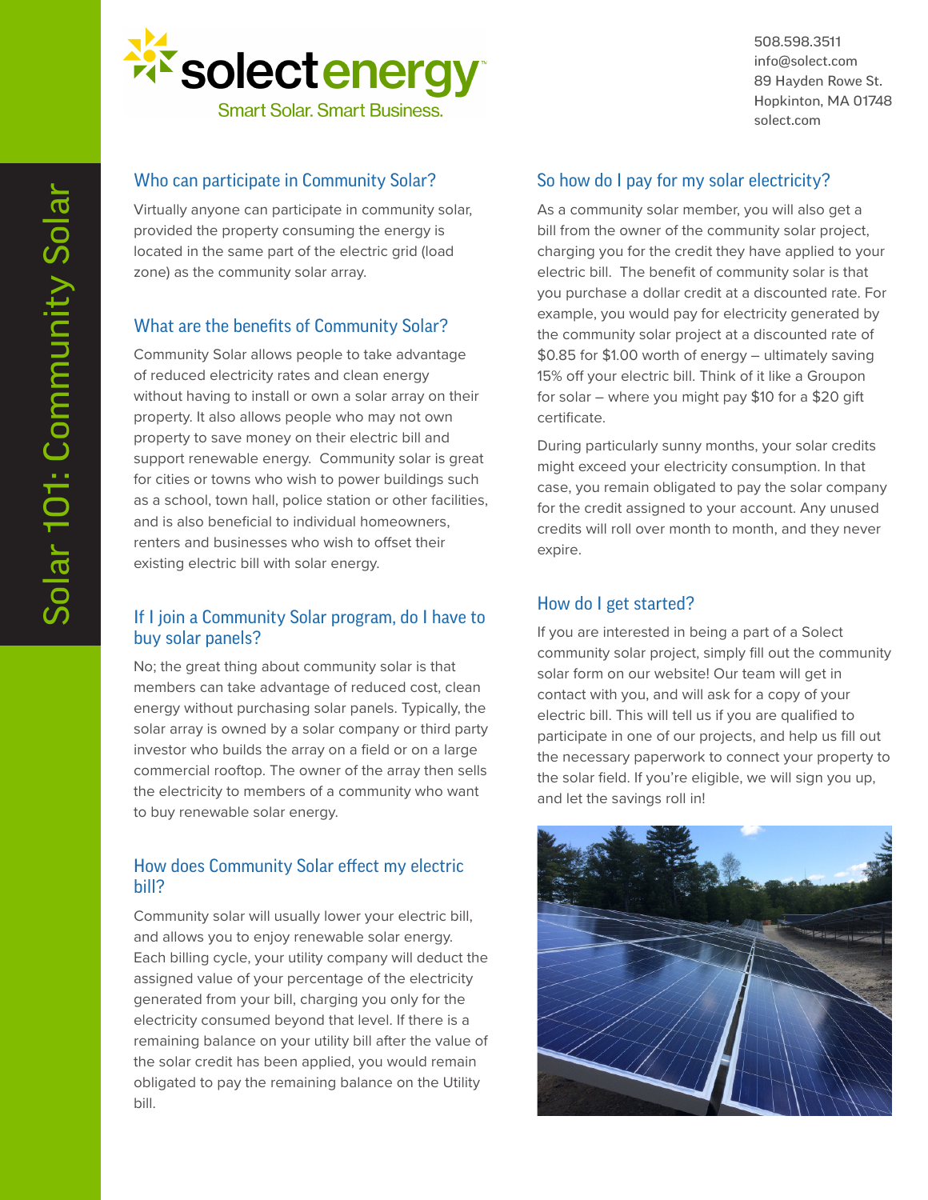solectenergy

Smart Solar. Smart Business.

508.598.3511
info@solect.com
89 Hayden Rowe St.
Hopkinton, MA 01748
solect.com

# Solar 101: Community Solar

## Who can participate in Community Solar?

Virtually anyone can participate in community solar, provided the property consuming the energy is located in the same part of the electric grid (load zone) as the community solar array.

## What are the benefits of Community Solar?

Community Solar allows people to take advantage of reduced electricity rates and clean energy without having to install or own a solar array on their property. It also allows people who may not own property to save money on their electric bill and support renewable energy. Community solar is great for cities or towns who wish to power buildings such as a school, town hall, police station or other facilities, and is also beneficial to individual homeowners, renters and businesses who wish to offset their existing electric bill with solar energy.

## If I join a Community Solar program, do I have to buy solar panels?

No; the great thing about community solar is that members can take advantage of reduced cost, clean energy without purchasing solar panels. Typically, the solar array is owned by a solar company or third party investor who builds the array on a field or on a large commercial rooftop. The owner of the array then sells the electricity to members of a community who want to buy renewable solar energy.

## How does Community Solar effect my electric bill?

Community solar will usually lower your electric bill, and allows you to enjoy renewable solar energy. Each billing cycle, your utility company will deduct the assigned value of your percentage of the electricity generated from your bill, charging you only for the electricity consumed beyond that level. If there is a remaining balance on your utility bill after the value of the solar credit has been applied, you would remain obligated to pay the remaining balance on the Utility bill.

## So how do I pay for my solar electricity?

As a community solar member, you will also get a bill from the owner of the community solar project, charging you for the credit they have applied to your electric bill. The benefit of community solar is that you purchase a dollar credit at a discounted rate. For example, you would pay for electricity generated by the community solar project at a discounted rate of $0.85 for $1.00 worth of energy – ultimately saving 15% off your electric bill. Think of it like a Groupon for solar – where you might pay $10 for a $20 gift certificate.

During particularly sunny months, your solar credits might exceed your electricity consumption. In that case, you remain obligated to pay the solar company for the credit assigned to your account. Any unused credits will roll over month to month, and they never expire.

## How do I get started?

If you are interested in being a part of a Select community solar project, simply fill out the community solar form on our website! Our team will get in contact with you, and will ask for a copy of your electric bill. This will tell us if you are qualified to participate in one of our projects, and help us fill out the necessary paperwork to connect your property to the solar field. If you're eligible, we will sign you up, and let the savings roll in!